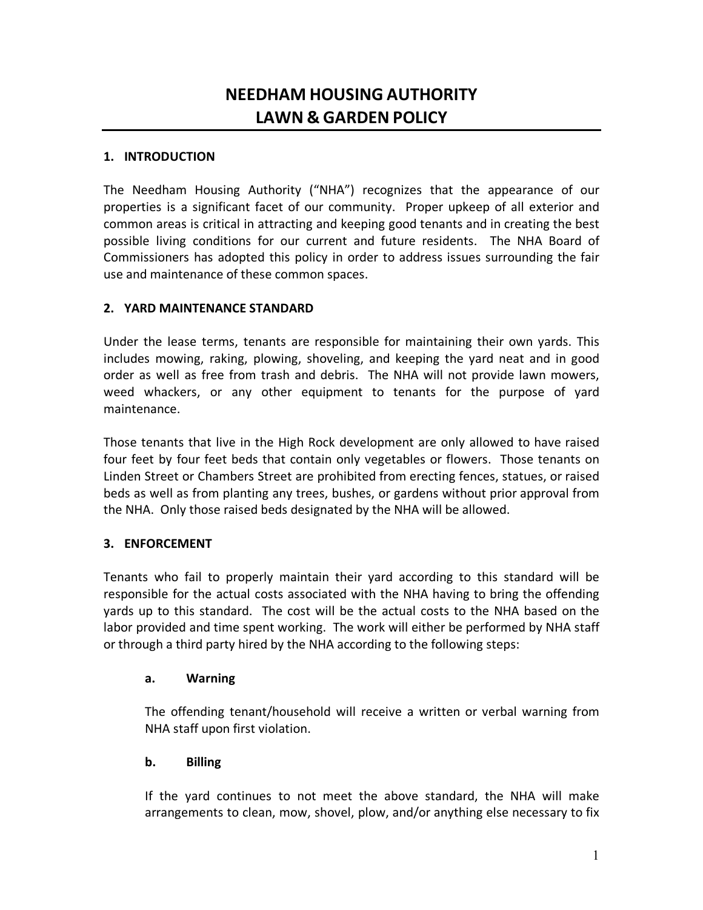# NEEDHAM HOUSING AUTHORITY
# LAWN & GARDEN POLICY

## 1. INTRODUCTION

The Needham Housing Authority ("NHA") recognizes that the appearance of our properties is a significant facet of our community. Proper upkeep of all exterior and common areas is critical in attracting and keeping good tenants and in creating the best possible living conditions for our current and future residents. The NHA Board of Commissioners has adopted this policy in order to address issues surrounding the fair use and maintenance of these common spaces.

## 2. YARD MAINTENANCE STANDARD

Under the lease terms, tenants are responsible for maintaining their own yards. This includes mowing, raking, plowing, shoveling, and keeping the yard neat and in good order as well as free from trash and debris. The NHA will not provide lawn mowers, weed whackers, or any other equipment to tenants for the purpose of yard maintenance.

Those tenants that live in the High Rock development are only allowed to have raised four feet by four feet beds that contain only vegetables or flowers. Those tenants on Linden Street or Chambers Street are prohibited from erecting fences, statues, or raised beds as well as from planting any trees, bushes, or gardens without prior approval from the NHA. Only those raised beds designated by the NHA will be allowed.

## 3. ENFORCEMENT

Tenants who fail to properly maintain their yard according to this standard will be responsible for the actual costs associated with the NHA having to bring the offending yards up to this standard. The cost will be the actual costs to the NHA based on the labor provided and time spent working. The work will either be performed by NHA staff or through a third party hired by the NHA according to the following steps:

### a. Warning

The offending tenant/household will receive a written or verbal warning from NHA staff upon first violation.

### b. Billing

If the yard continues to not meet the above standard, the NHA will make arrangements to clean, mow, shovel, plow, and/or anything else necessary to fix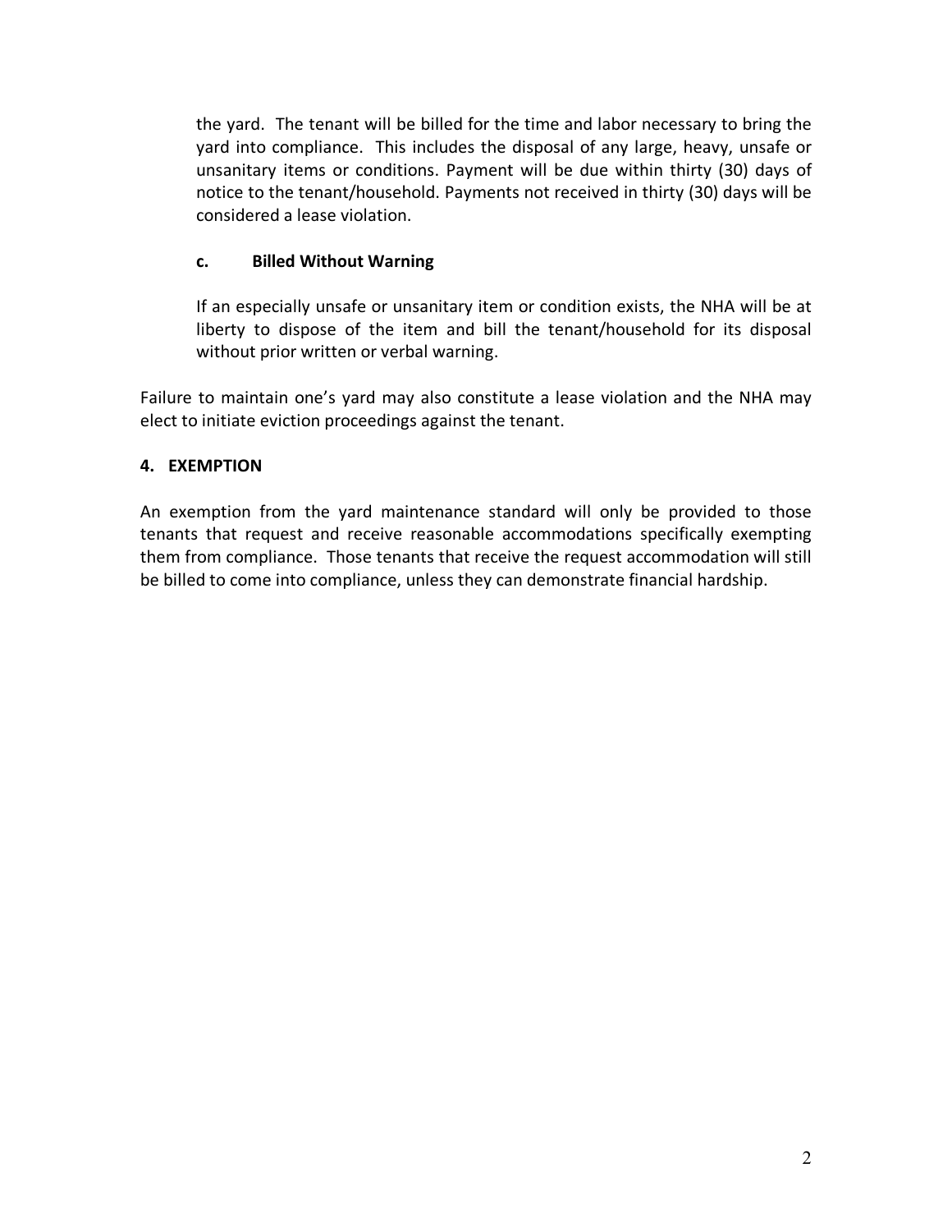the yard. The tenant will be billed for the time and labor necessary to bring the yard into compliance. This includes the disposal of any large, heavy, unsafe or unsanitary items or conditions. Payment will be due within thirty (30) days of notice to the tenant/household. Payments not received in thirty (30) days will be considered a lease violation.

**c. Billed Without Warning**

If an especially unsafe or unsanitary item or condition exists, the NHA will be at liberty to dispose of the item and bill the tenant/household for its disposal without prior written or verbal warning.

Failure to maintain one's yard may also constitute a lease violation and the NHA may elect to initiate eviction proceedings against the tenant.

**4. EXEMPTION**

An exemption from the yard maintenance standard will only be provided to those tenants that request and receive reasonable accommodations specifically exempting them from compliance. Those tenants that receive the request accommodation will still be billed to come into compliance, unless they can demonstrate financial hardship.